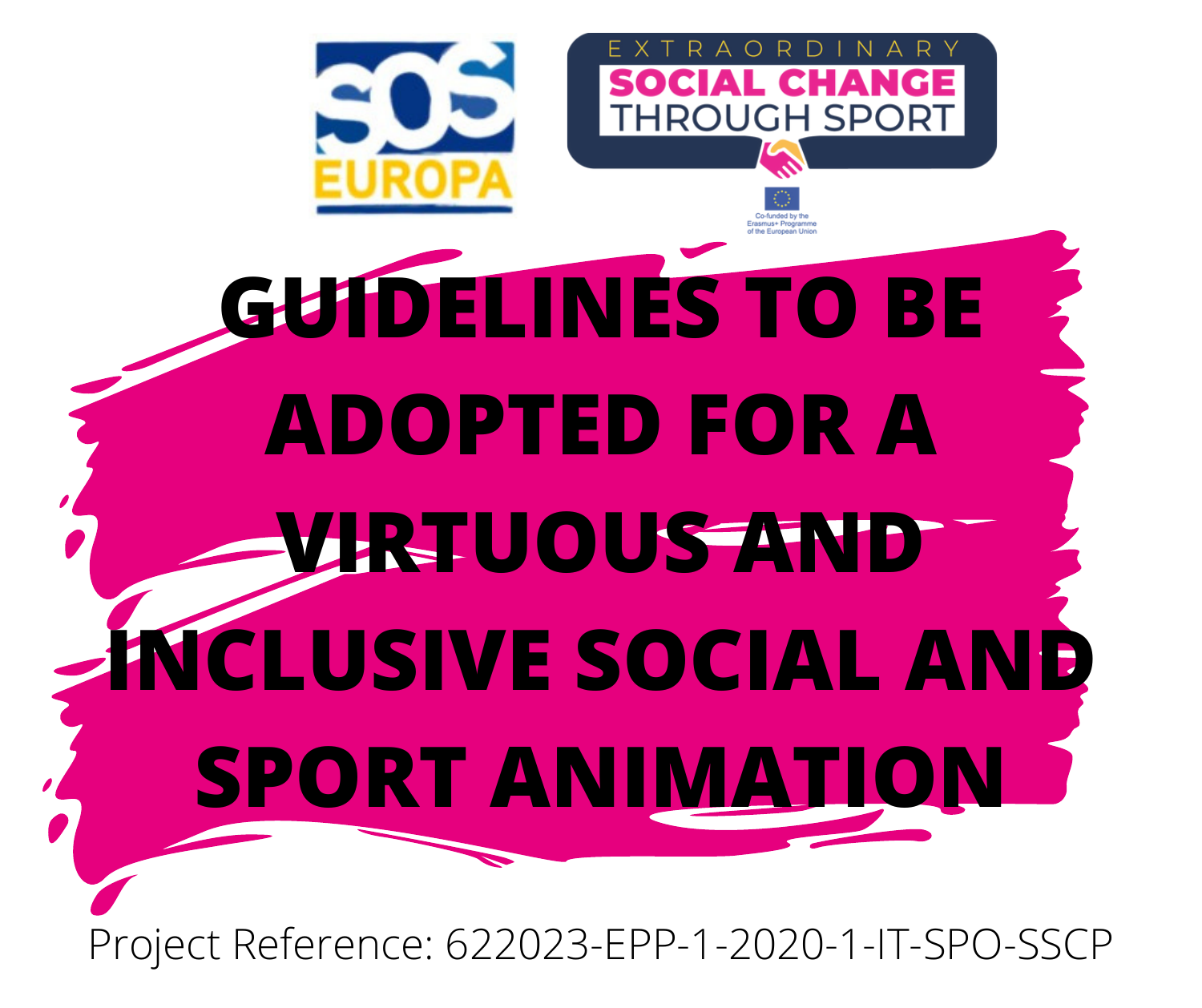SOS EUROPA

EXTRAORDINARY SOCIAL CHANGE THROUGH SPORT

Co-funded by the Erasmus+ Programme of the European Union

# GUIDELINES TO BE ADOPTED FOR A VIRTUOUS AND INCLUSIVE SOCIAL AND SPORT ANIMATION

Project Reference: 622023-EPP-1-2020-1-IT-SPO-SSCP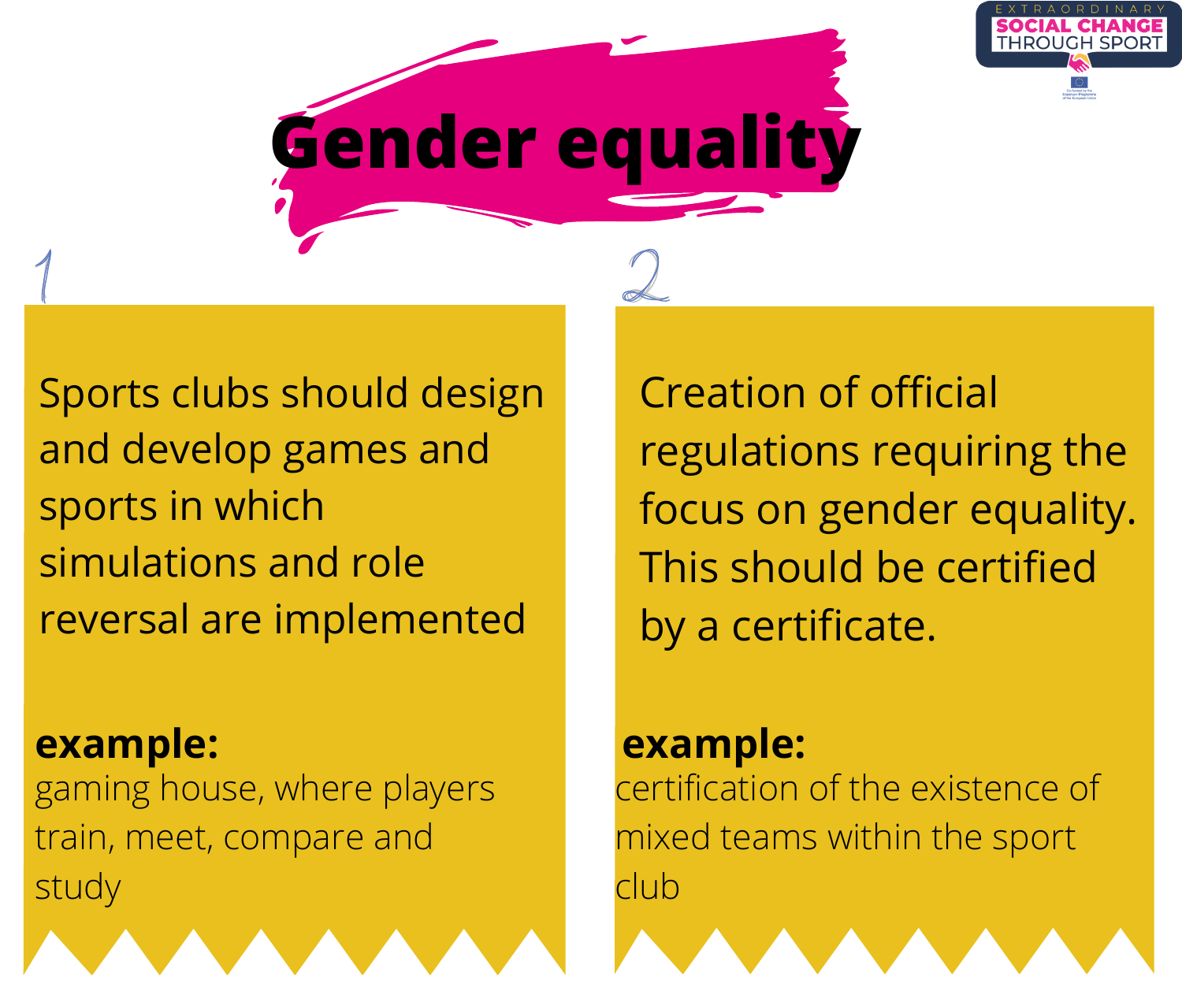# Gender equality

1

Sports clubs should design and develop games and sports in which simulations and role reversal are implemented

**example:**
gaming house, where players train, meet, compare and study

2

Creation of official regulations requiring the focus on gender equality. This should be certified by a certificate.

**example:**
certification of the existence of mixed teams within the sport club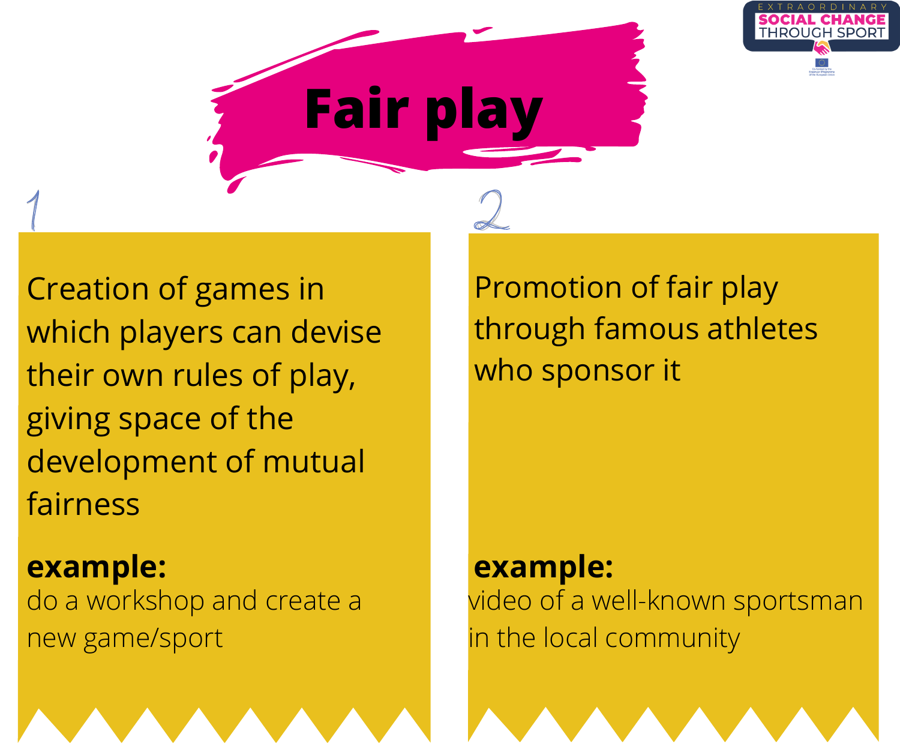# Fair play

## 1

Creation of games in which players can devise their own rules of play, giving space of the development of mutual fairness

**example:**
do a workshop and create a new game/sport

## 2

Promotion of fair play through famous athletes who sponsor it

**example:**
video of a well-known sportsman in the local community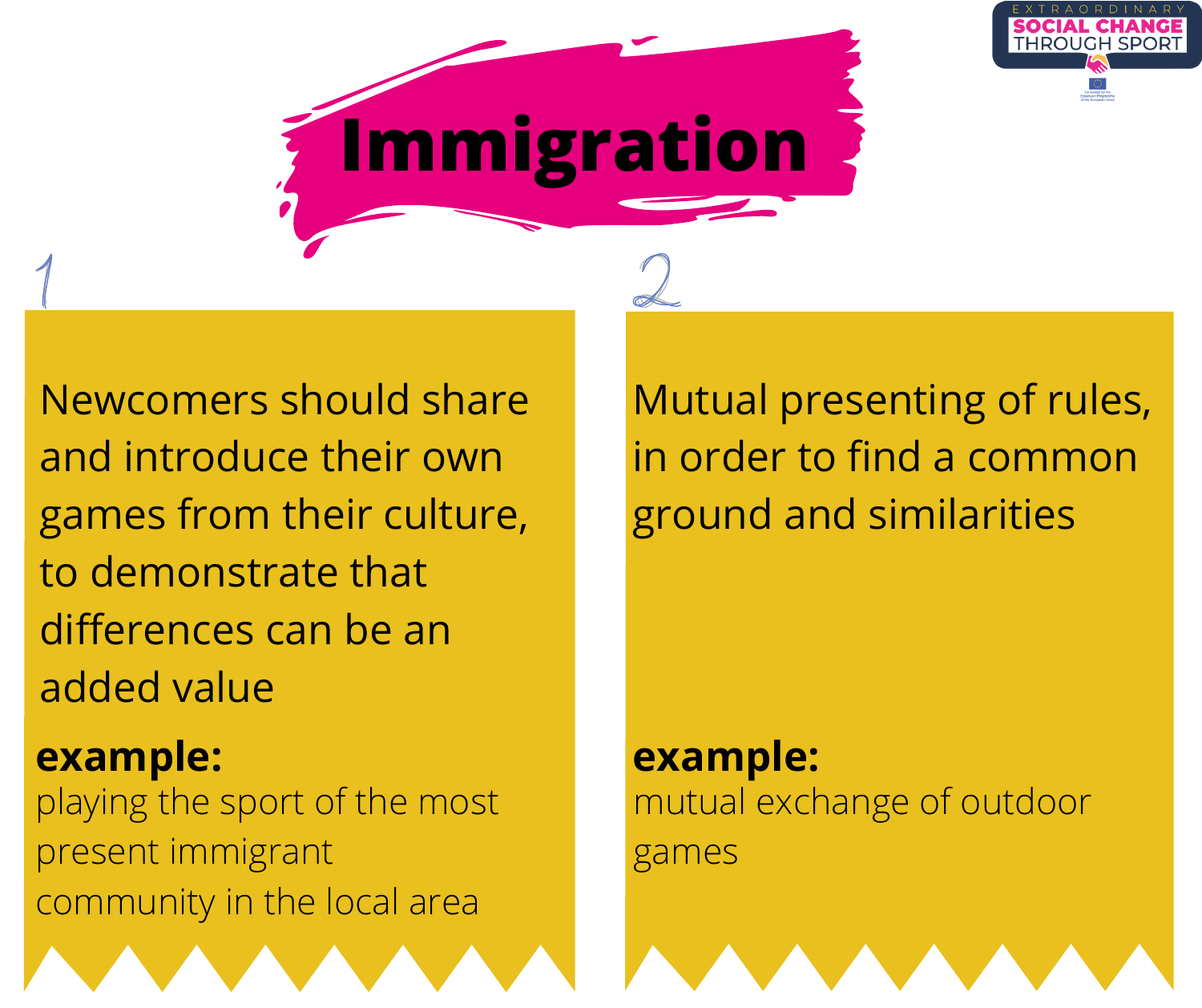# Immigration

## 1

Newcomers should share and introduce their own games from their culture, to demonstrate that differences can be an added value

**example:**
playing the sport of the most present immigrant community in the local area

## 2

Mutual presenting of rules, in order to find a common ground and similarities

**example:**
mutual exchange of outdoor games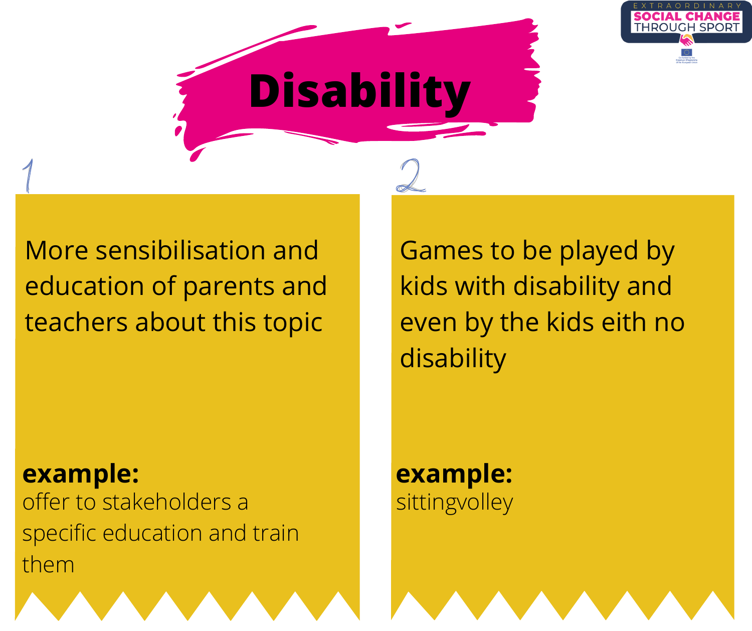# Disability

## 1

More sensibilisation and education of parents and teachers about this topic

**example:**
offer to stakeholders a specific education and train them

## 2

Games to be played by kids with disability and even by the kids eith no disability

**example:**
sittingvolley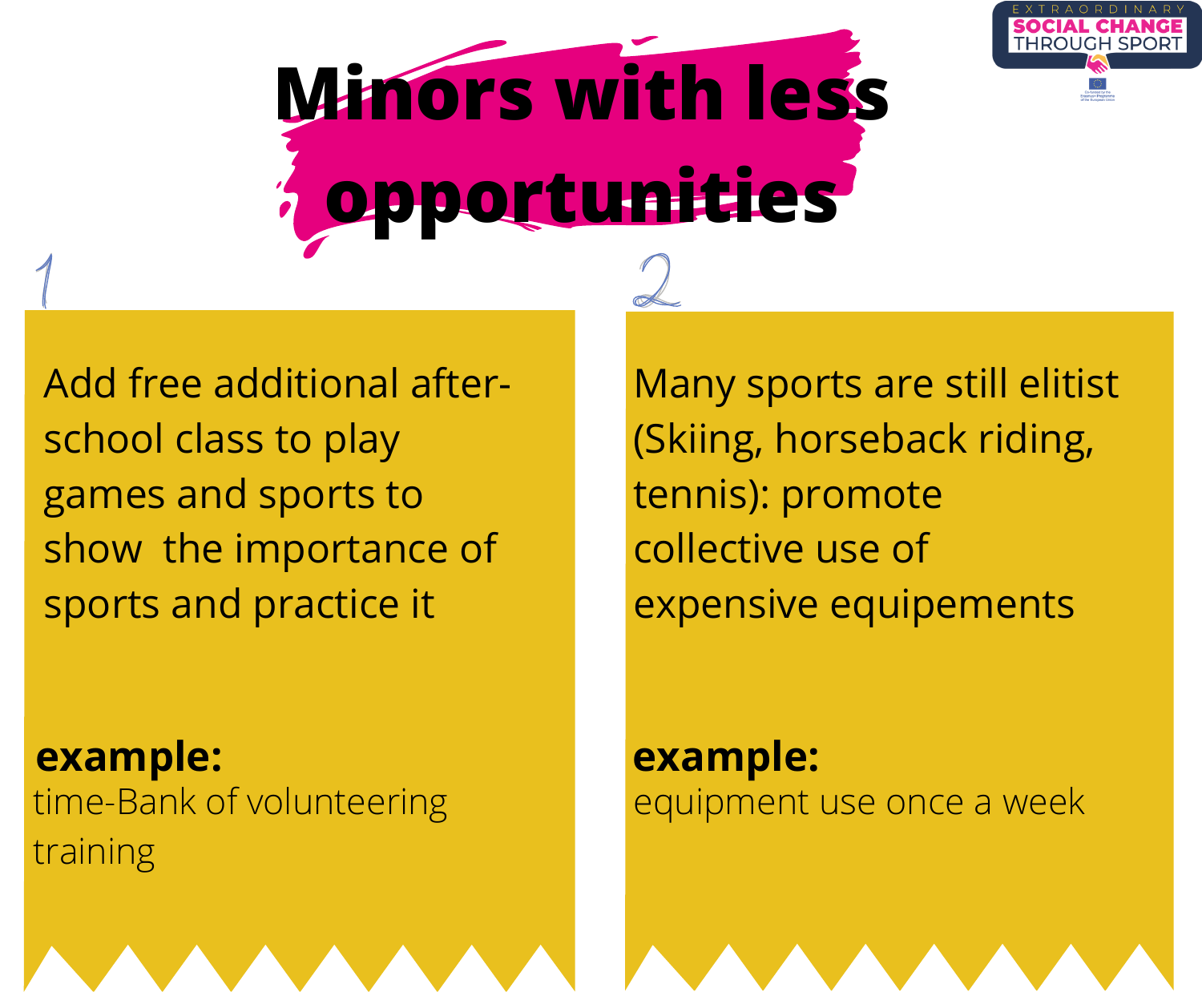# Minors with less opportunities

1

Add free additional after-school class to play games and sports to show the importance of sports and practice it

**example:**
time-Bank of volunteering training

2

Many sports are still elitist (Skiing, horseback riding, tennis): promote collective use of expensive equipements

**example:**
equipment use once a week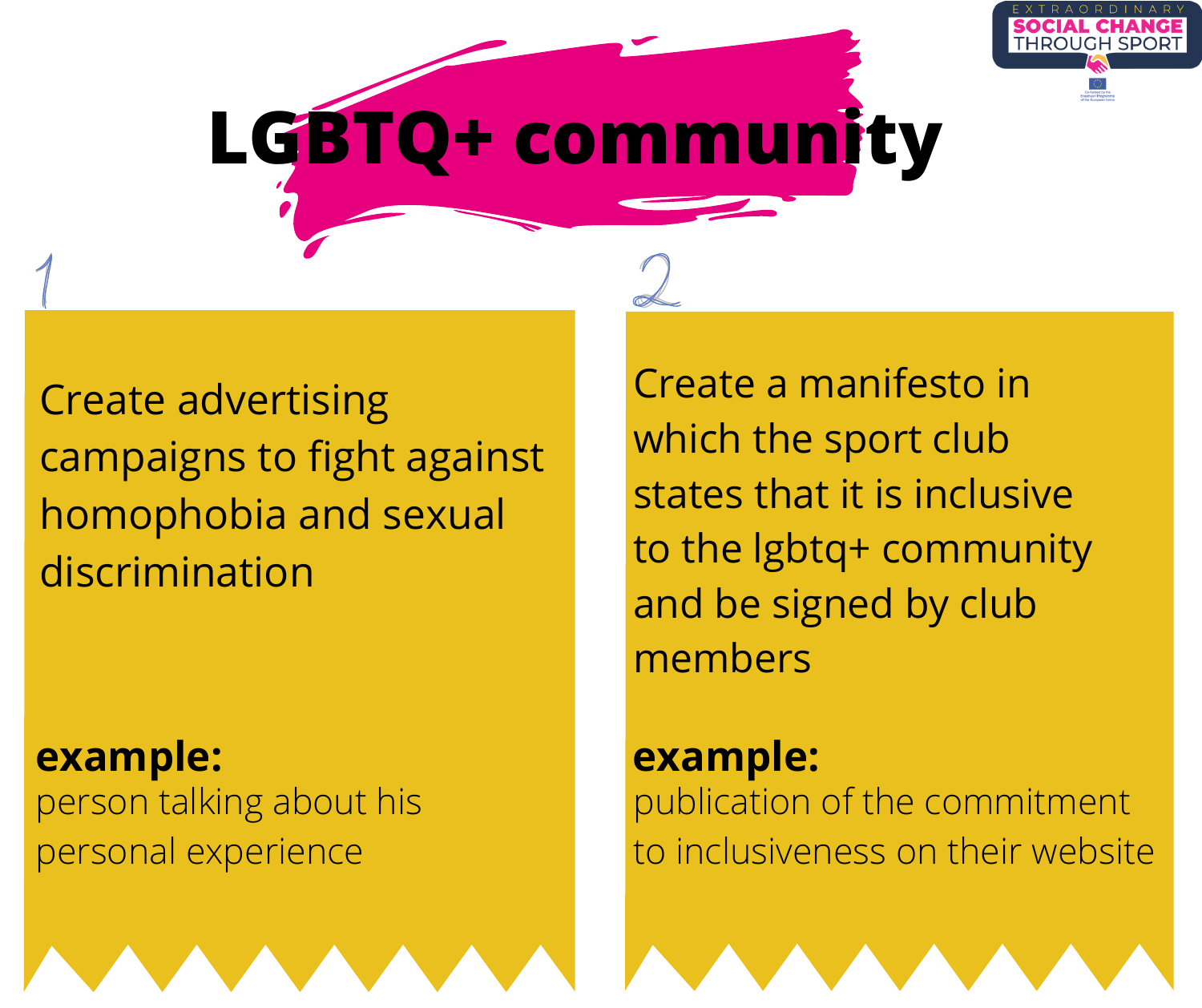# LGBTQ+ community

## 1

Create advertising campaigns to fight against homophobia and sexual discrimination

**example:**
person talking about his personal experience

## 2

Create a manifesto in which the sport club states that it is inclusive to the lgbtq+ community and be signed by club members

**example:**
publication of the commitment to inclusiveness on their website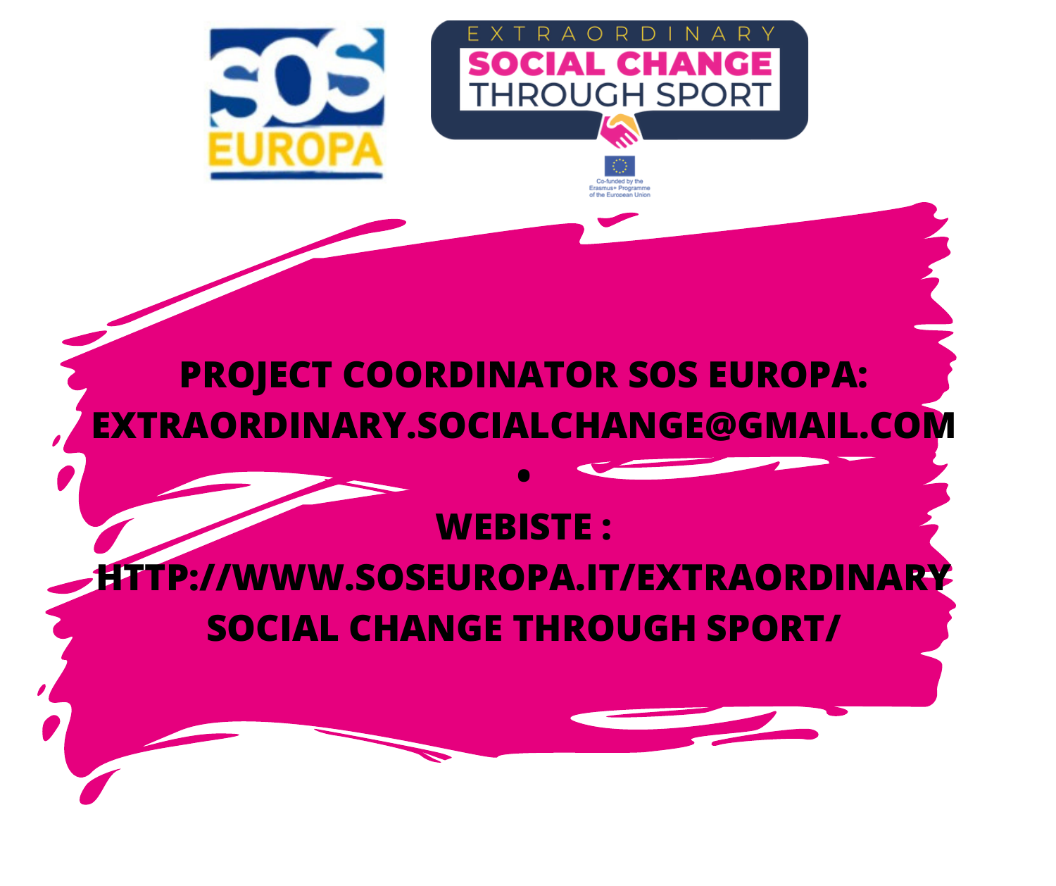SOS EUROPA

EXTRAORDINARY SOCIAL CHANGE THROUGH SPORT

Co-funded by the Erasmus+ Programme of the European Union

**PROJECT COORDINATOR SOS EUROPA:**
**EXTRAORDINARY.SOCIALCHANGE@GMAIL.COM**

•

**WEBISTE :**
**HTTP://WWW.SOSEUROPA.IT/EXTRAORDINARY SOCIAL CHANGE THROUGH SPORT/**